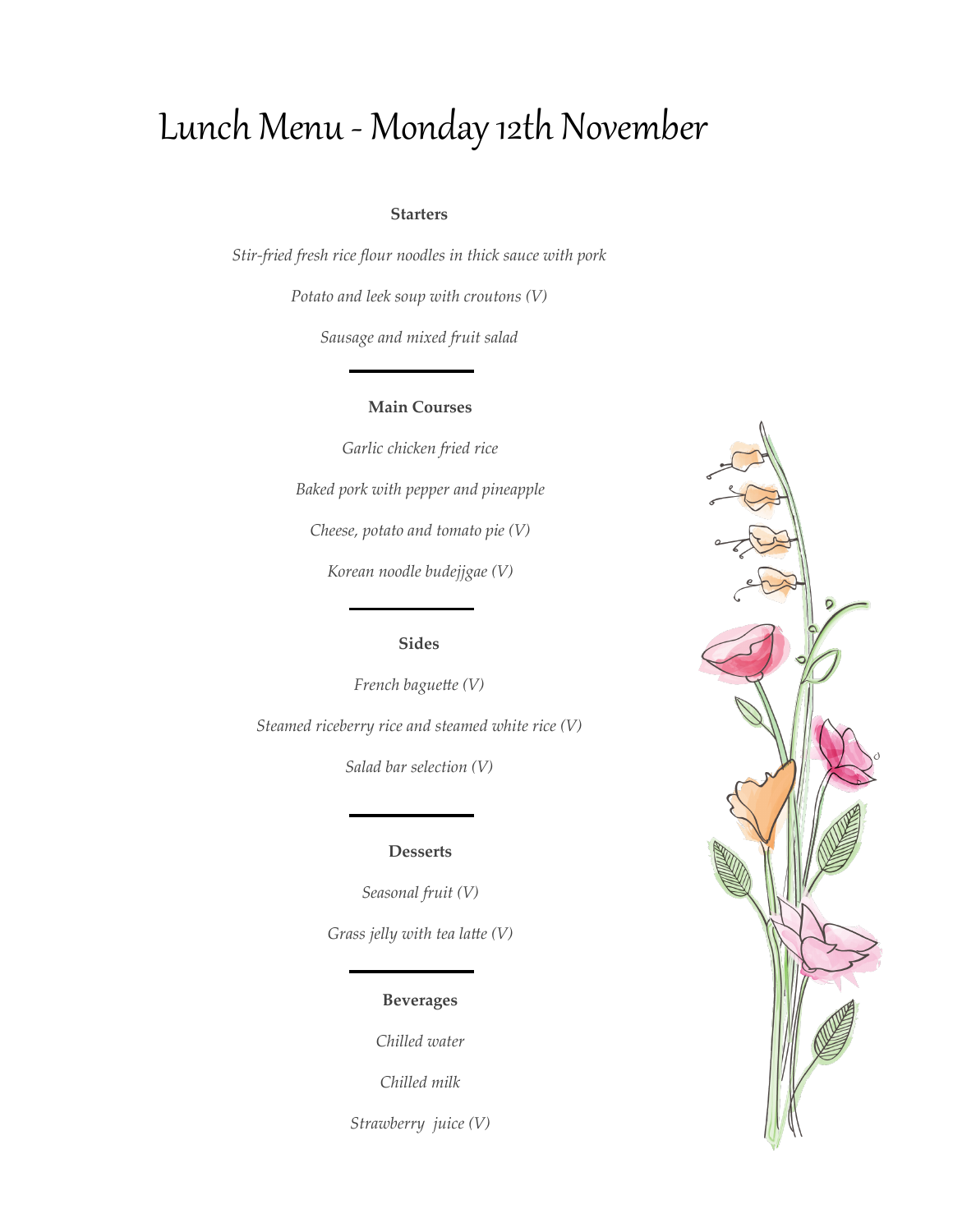# Lunch Menu - Monday 12th November

### Starters

*Stir-fried fresh rice flour noodles in thick sauce with pork*

*Potato and leek soup with croutons (V)*

*Sausage and mixed fruit salad*

---

### Main Courses

*Garlic chicken fried rice*

*Baked pork with pepper and pineapple*

*Cheese, potato and tomato pie (V)*

*Korean noodle budejjgae (V)*

---

### Sides

*French baguette (V)*

*Steamed riceberry rice and steamed white rice (V)*

*Salad bar selection (V)*

---

### Desserts

*Seasonal fruit (V)*

*Grass jelly with tea latte (V)*

---

### Beverages

*Chilled water*

*Chilled milk*

*Strawberry  juice (V)*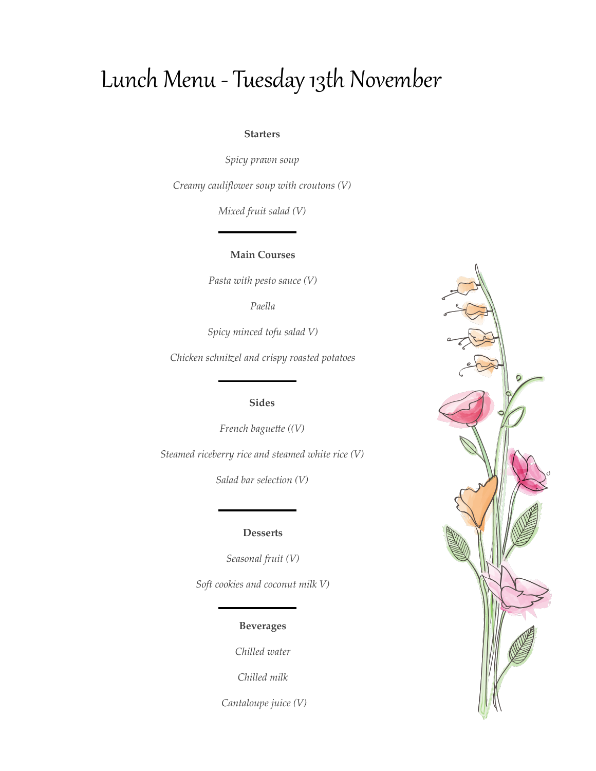# Lunch Menu - Tuesday 13th November

**Starters**

*Spicy prawn soup*

*Creamy cauliflower soup with croutons (V)*

*Mixed fruit salad (V)*

---

**Main Courses**

*Pasta with pesto sauce (V)*

*Paella*

*Spicy minced tofu salad V)*

*Chicken schnitzel and crispy roasted potatoes*

---

**Sides**

*French baguette ((V)*

*Steamed riceberry rice and steamed white rice (V)*

*Salad bar selection (V)*

---

**Desserts**

*Seasonal fruit (V)*

*Soft cookies and coconut milk V)*

---

**Beverages**

*Chilled water*

*Chilled milk*

*Cantaloupe juice (V)*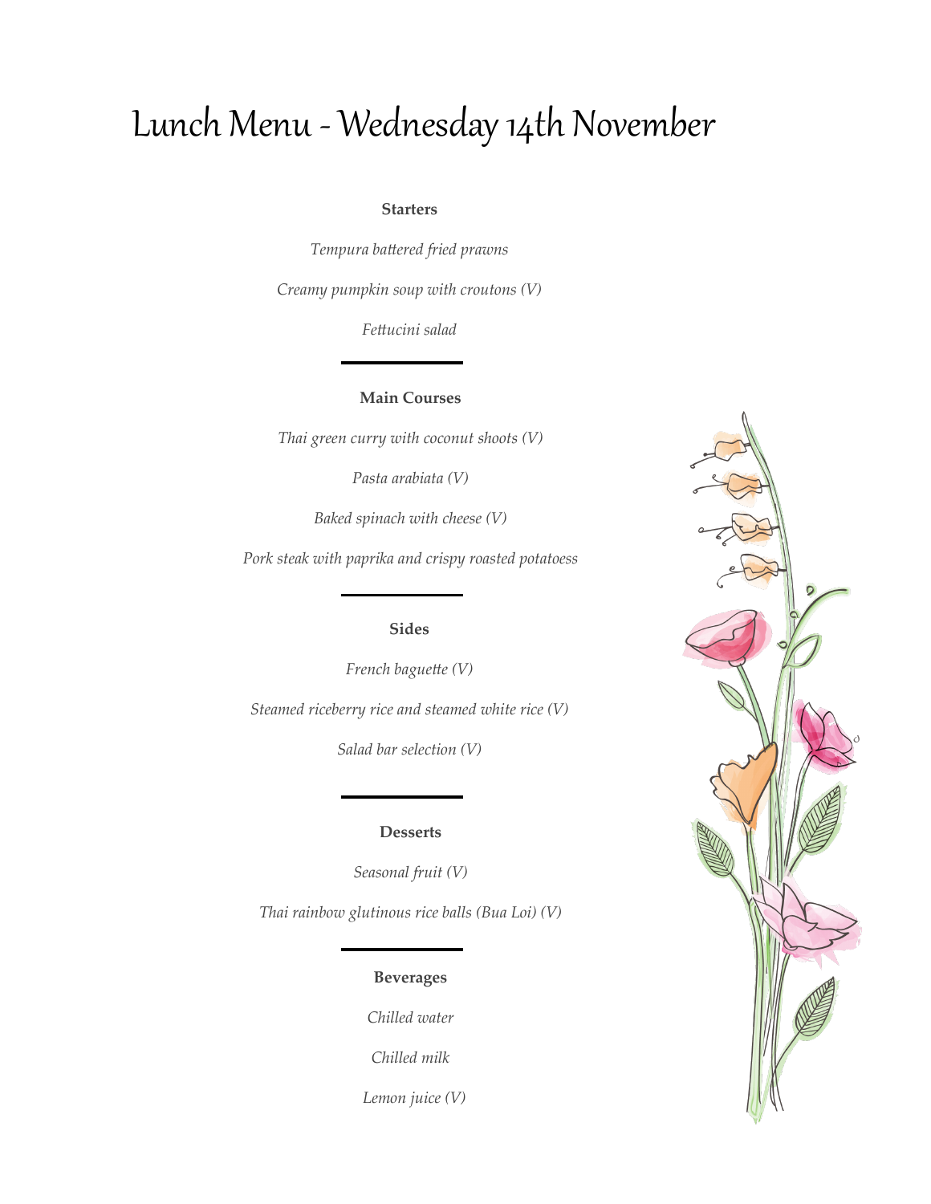# Lunch Menu - Wednesday 14th November

**Starters**

*Tempura battered fried prawns*

*Creamy pumpkin soup with croutons (V)*

*Fettucini salad*

---

**Main Courses**

*Thai green curry with coconut shoots (V)*

*Pasta arabiata (V)*

*Baked spinach with cheese (V)*

*Pork steak with paprika and crispy roasted potatoess*

---

**Sides**

*French baguette (V)*

*Steamed riceberry rice and steamed white rice (V)*

*Salad bar selection (V)*

---

**Desserts**

*Seasonal fruit (V)*

*Thai rainbow glutinous rice balls (Bua Loi) (V)*

---

**Beverages**

*Chilled water*

*Chilled milk*

*Lemon juice (V)*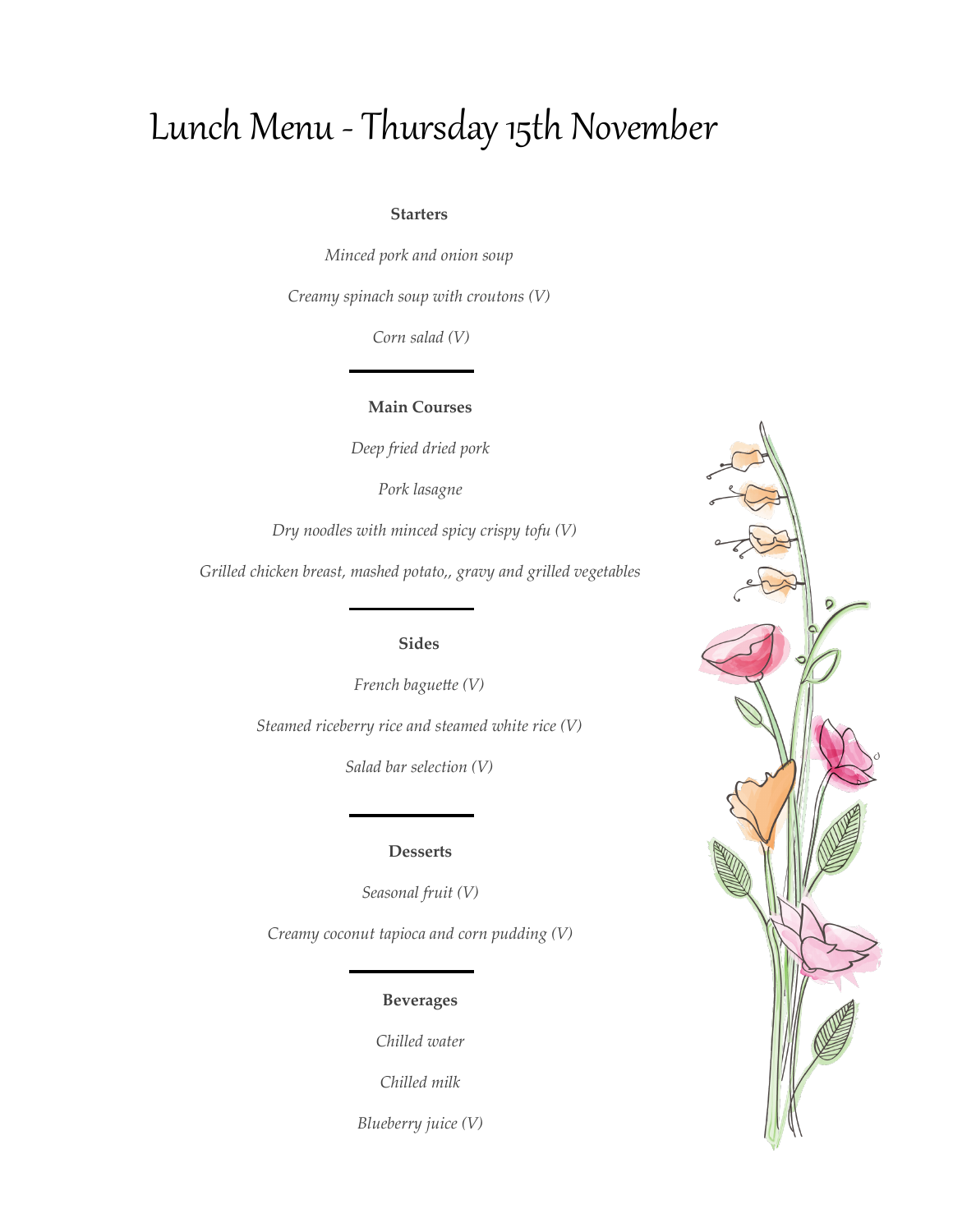# Lunch Menu - Thursday 15th November

### Starters

*Minced pork and onion soup*

*Creamy spinach soup with croutons (V)*

*Corn salad (V)*

---

### Main Courses

*Deep fried dried pork*

*Pork lasagne*

*Dry noodles with minced spicy crispy tofu (V)*

*Grilled chicken breast, mashed potato,, gravy and grilled vegetables*

---

### Sides

*French baguette (V)*

*Steamed riceberry rice and steamed white rice (V)*

*Salad bar selection (V)*

---

### Desserts

*Seasonal fruit (V)*

*Creamy coconut tapioca and corn pudding (V)*

---

### Beverages

*Chilled water*

*Chilled milk*

*Blueberry juice (V)*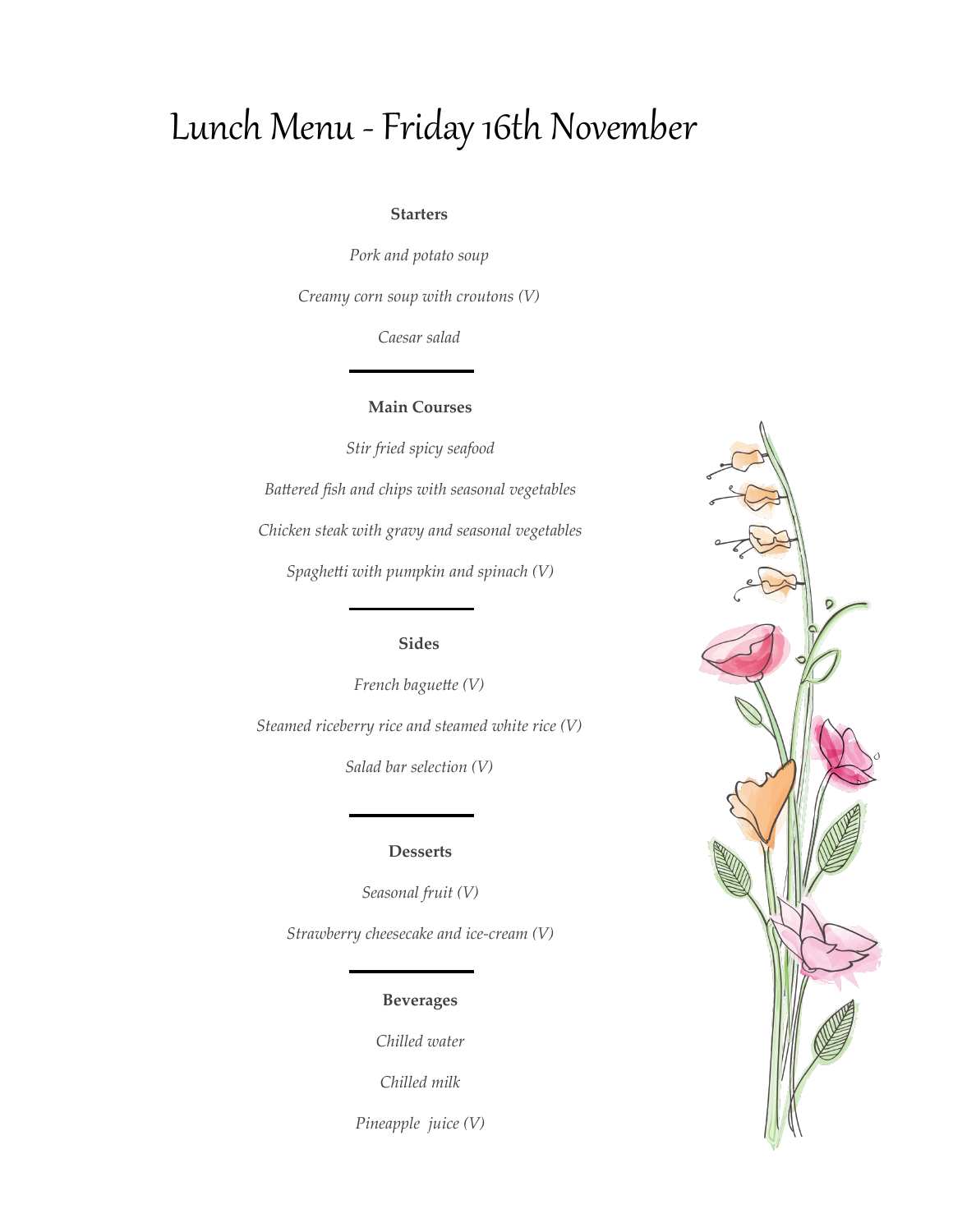# Lunch Menu - Friday 16th November

**Starters**

*Pork and potato soup*

*Creamy corn soup with croutons (V)*

*Caesar salad*

---

**Main Courses**

*Stir fried spicy seafood*

*Battered fish and chips with seasonal vegetables*

*Chicken steak with gravy and seasonal vegetables*

*Spaghetti with pumpkin and spinach (V)*

---

**Sides**

*French baguette (V)*

*Steamed riceberry rice and steamed white rice (V)*

*Salad bar selection (V)*

---

**Desserts**

*Seasonal fruit (V)*

*Strawberry cheesecake and ice-cream (V)*

---

**Beverages**

*Chilled water*

*Chilled milk*

*Pineapple juice (V)*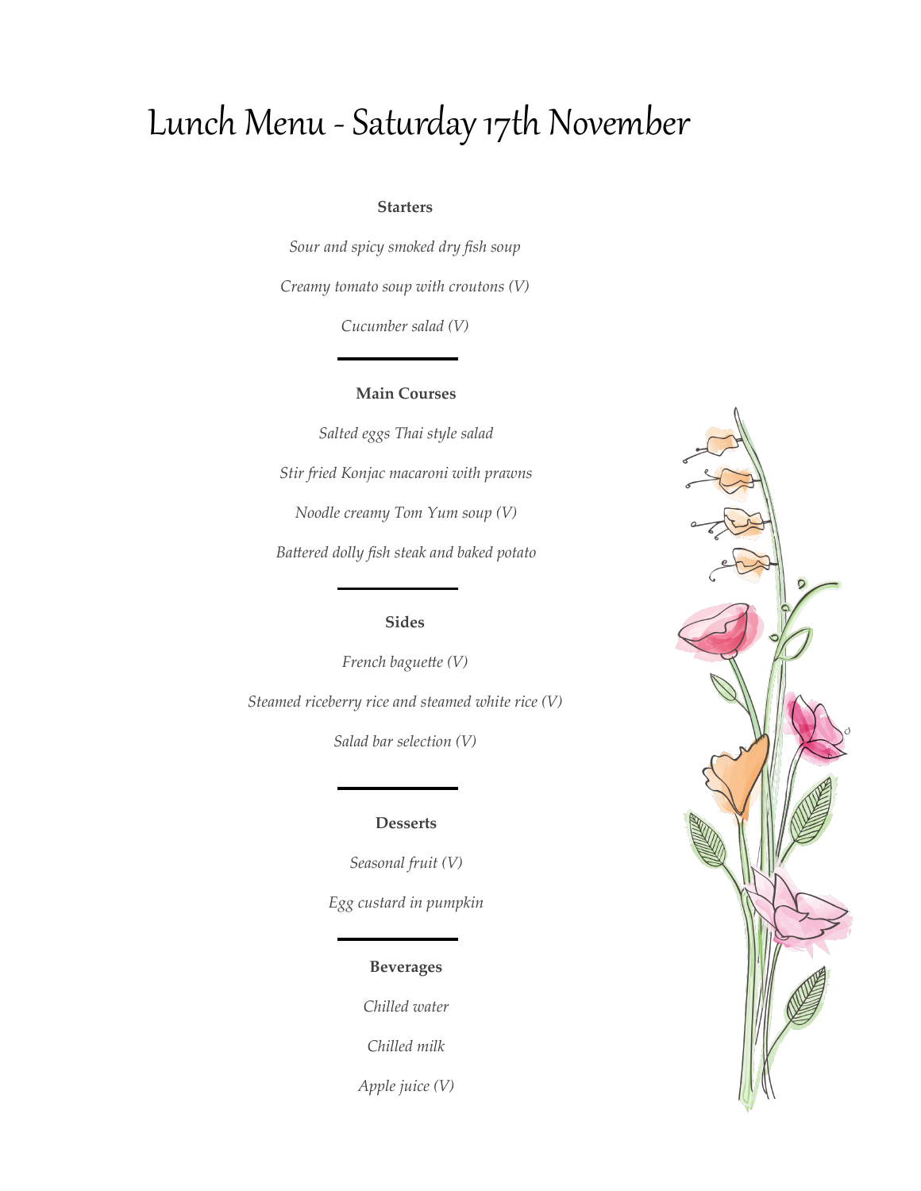# Lunch Menu - Saturday 17th November

**Starters**

*Sour and spicy smoked dry fish soup*

*Creamy tomato soup with croutons (V)*

*Cucumber salad (V)*

---

**Main Courses**

*Salted eggs Thai style salad*

*Stir fried Konjac macaroni with prawns*

*Noodle creamy Tom Yum soup (V)*

*Battered dolly fish steak and baked potato*

---

**Sides**

*French baguette (V)*

*Steamed riceberry rice and steamed white rice (V)*

*Salad bar selection (V)*

---

**Desserts**

*Seasonal fruit (V)*

*Egg custard in pumpkin*

---

**Beverages**

*Chilled water*

*Chilled milk*

*Apple juice (V)*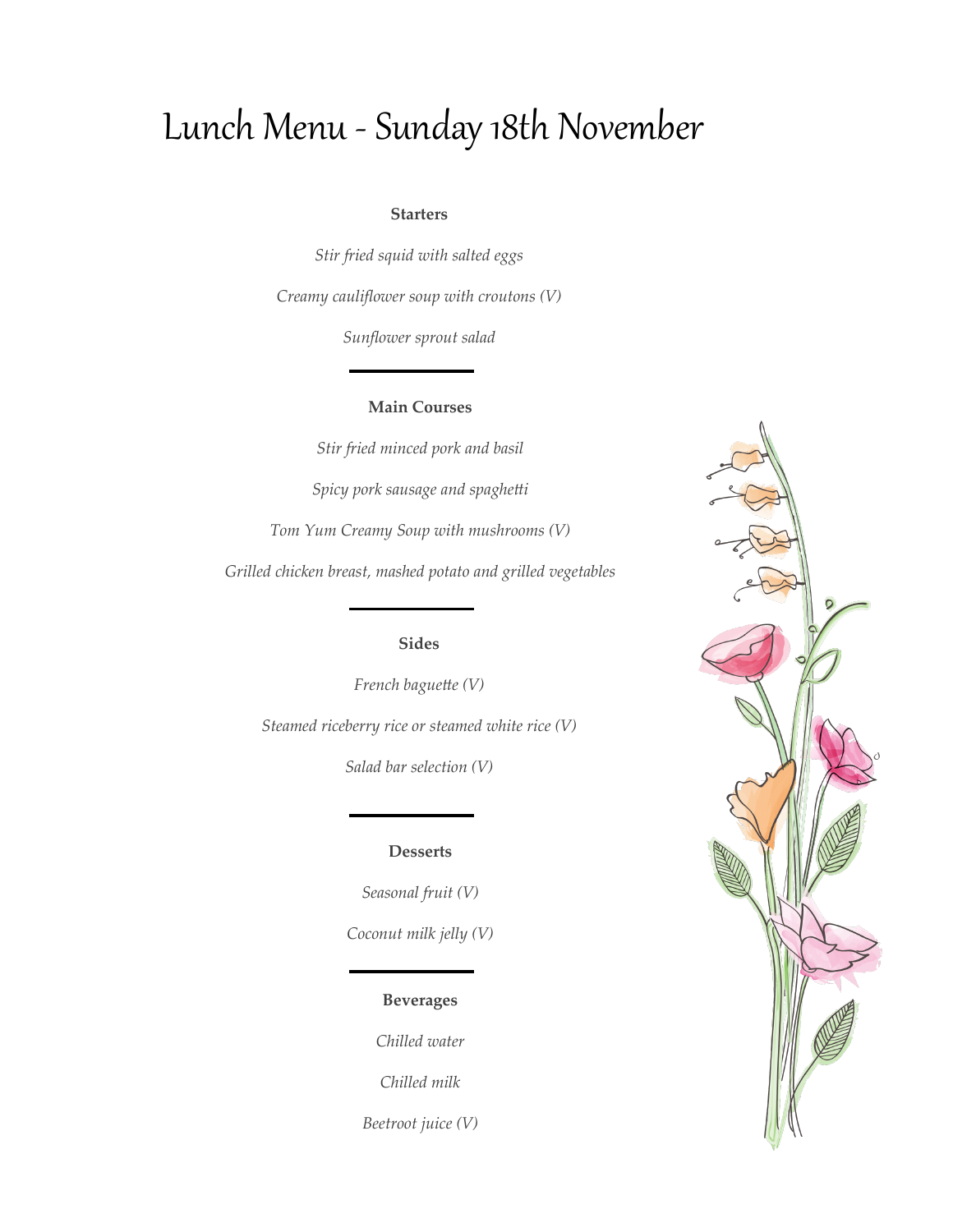# Lunch Menu - Sunday 18th November

**Starters**

*Stir fried squid with salted eggs*

*Creamy cauliflower soup with croutons (V)*

*Sunflower sprout salad*

---

**Main Courses**

*Stir fried minced pork and basil*

*Spicy pork sausage and spaghetti*

*Tom Yum Creamy Soup with mushrooms (V)*

*Grilled chicken breast, mashed potato and grilled vegetables*

---

**Sides**

*French baguette (V)*

*Steamed riceberry rice or steamed white rice (V)*

*Salad bar selection (V)*

---

**Desserts**

*Seasonal fruit (V)*

*Coconut milk jelly (V)*

---

**Beverages**

*Chilled water*

*Chilled milk*

*Beetroot juice (V)*